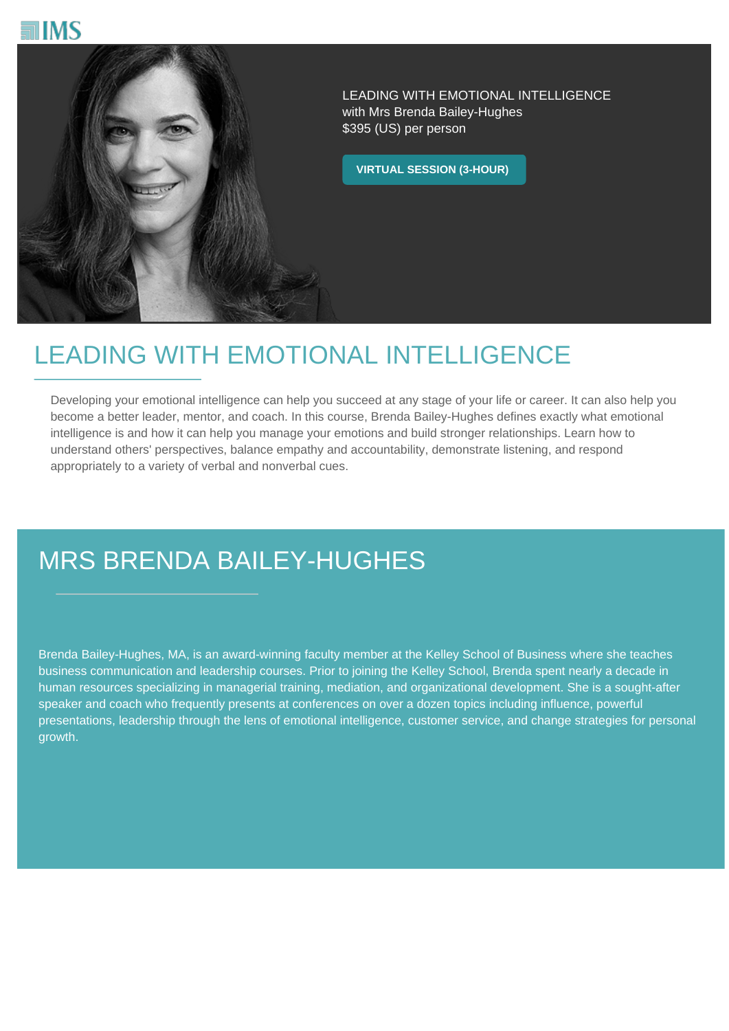IMS

LEADING WITH EMOTIONAL INTELLIGENCE
with Mrs Brenda Bailey-Hughes
$395 (US) per person

**VIRTUAL SESSION (3-HOUR)**

# LEADING WITH EMOTIONAL INTELLIGENCE

Developing your emotional intelligence can help you succeed at any stage of your life or career. It can also help you become a better leader, mentor, and coach. In this course, Brenda Bailey-Hughes defines exactly what emotional intelligence is and how it can help you manage your emotions and build stronger relationships. Learn how to understand others' perspectives, balance empathy and accountability, demonstrate listening, and respond appropriately to a variety of verbal and nonverbal cues.

## MRS BRENDA BAILEY-HUGHES

Brenda Bailey-Hughes, MA, is an award-winning faculty member at the Kelley School of Business where she teaches business communication and leadership courses. Prior to joining the Kelley School, Brenda spent nearly a decade in human resources specializing in managerial training, mediation, and organizational development. She is a sought-after speaker and coach who frequently presents at conferences on over a dozen topics including influence, powerful presentations, leadership through the lens of emotional intelligence, customer service, and change strategies for personal growth.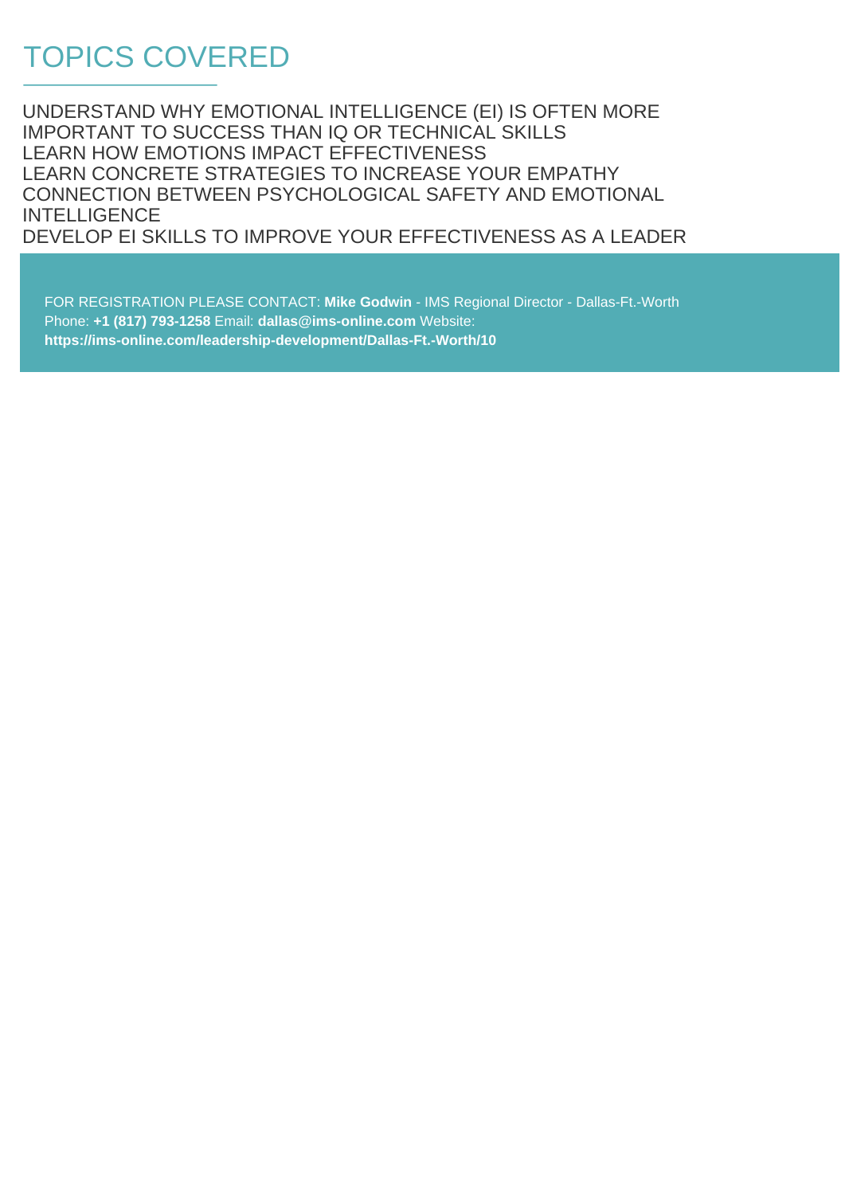## TOPICS COVERED

UNDERSTAND WHY EMOTIONAL INTELLIGENCE (EI) IS OFTEN MORE IMPORTANT TO SUCCESS THAN IQ OR TECHNICAL SKILLS
LEARN HOW EMOTIONS IMPACT EFFECTIVENESS
LEARN CONCRETE STRATEGIES TO INCREASE YOUR EMPATHY
CONNECTION BETWEEN PSYCHOLOGICAL SAFETY AND EMOTIONAL INTELLIGENCE
DEVELOP EI SKILLS TO IMPROVE YOUR EFFECTIVENESS AS A LEADER

FOR REGISTRATION PLEASE CONTACT: **Mike Godwin** - IMS Regional Director - Dallas-Ft.-Worth
Phone: **+1 (817) 793-1258** Email: **dallas@ims-online.com** Website:
**https://ims-online.com/leadership-development/Dallas-Ft.-Worth/10**